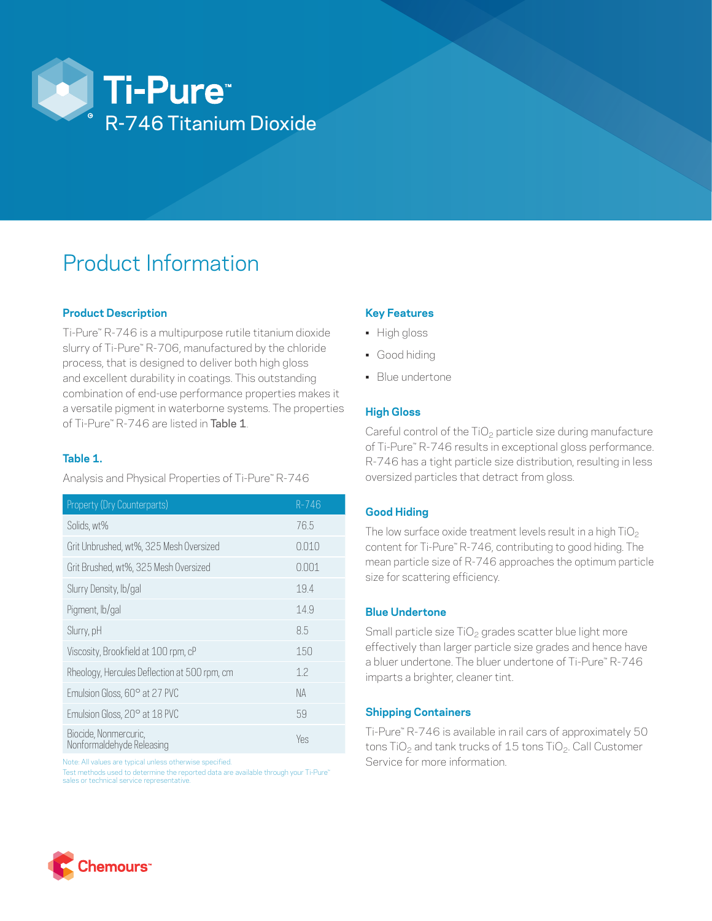# Ti-Pure™ R-746 Titanium Dioxide

## Product Information

### Product Description

Ti-Pure™ R-746 is a multipurpose rutile titanium dioxide slurry of Ti-Pure™ R-706, manufactured by the chloride process, that is designed to deliver both high gloss and excellent durability in coatings. This outstanding combination of end-use performance properties makes it a versatile pigment in waterborne systems. The properties of Ti-Pure™ R-746 are listed in Table 1.

### Table 1.

Analysis and Physical Properties of Ti-Pure™ R-746

| Property (Dry Counterparts) | R-746 |
|---|---|
| Solids, wt% | 76.5 |
| Grit Unbrushed, wt%, 325 Mesh Oversized | 0.010 |
| Grit Brushed, wt%, 325 Mesh Oversized | 0.001 |
| Slurry Density, lb/gal | 19.4 |
| Pigment, lb/gal | 14.9 |
| Slurry, pH | 8.5 |
| Viscosity, Brookfield at 100 rpm, cP | 150 |
| Rheology, Hercules Deflection at 500 rpm, cm | 1.2 |
| Emulsion Gloss, 60° at 27 PVC | NA |
| Emulsion Gloss, 20° at 18 PVC | 59 |
| Biocide, Nonmercuric, Nonformaldehyde Releasing | Yes |

Note: All values are typical unless otherwise specified.
Test methods used to determine the reported data are available through your Ti-Pure™ sales or technical service representative.

### Key Features

- High gloss
- Good hiding
- Blue undertone

### High Gloss

Careful control of the $TiO_2$ particle size during manufacture of Ti-Pure™ R-746 results in exceptional gloss performance. R-746 has a tight particle size distribution, resulting in less oversized particles that detract from gloss.

### Good Hiding

The low surface oxide treatment levels result in a high $TiO_2$ content for Ti-Pure™ R-746, contributing to good hiding. The mean particle size of R-746 approaches the optimum particle size for scattering efficiency.

### Blue Undertone

Small particle size $TiO_2$ grades scatter blue light more effectively than larger particle size grades and hence have a bluer undertone. The bluer undertone of Ti-Pure™ R-746 imparts a brighter, cleaner tint.

### Shipping Containers

Ti-Pure™ R-746 is available in rail cars of approximately 50 tons $TiO_2$ and tank trucks of 15 tons $TiO_2$. Call Customer Service for more information.

Chemours™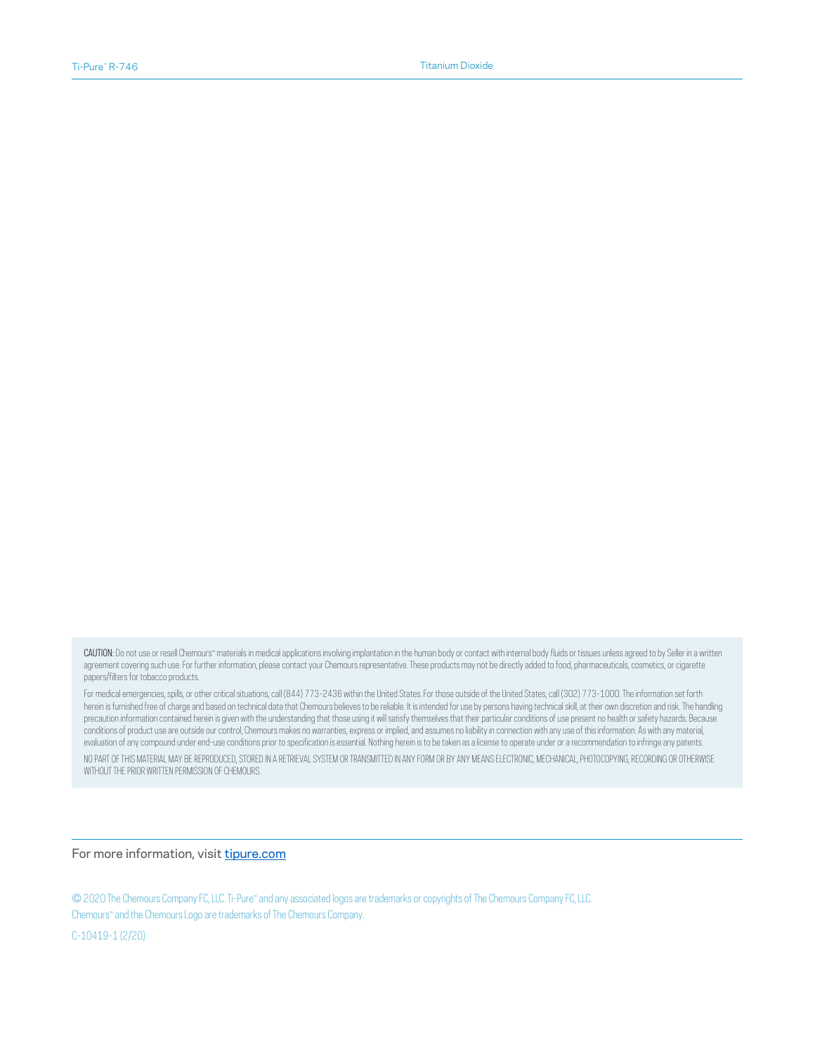**CAUTION:** Do not use or resell Chemours™ materials in medical applications involving implantation in the human body or contact with internal body fluids or tissues unless agreed to by Seller in a written agreement covering such use. For further information, please contact your Chemours representative. These products may not be directly added to food, pharmaceuticals, cosmetics, or cigarette papers/filters for tobacco products.

For medical emergencies, spills, or other critical situations, call (844) 773-2436 within the United States. For those outside of the United States, call (302) 773-1000. The information set forth herein is furnished free of charge and based on technical data that Chemours believes to be reliable. It is intended for use by persons having technical skill, at their own discretion and risk. The handling precaution information contained herein is given with the understanding that those using it will satisfy themselves that their particular conditions of use present no health or safety hazards. Because conditions of product use are outside our control, Chemours makes no warranties, express or implied, and assumes no liability in connection with any use of this information. As with any material, evaluation of any compound under end-use conditions prior to specification is essential. Nothing herein is to be taken as a license to operate under or a recommendation to infringe any patents.

NO PART OF THIS MATERIAL MAY BE REPRODUCED, STORED IN A RETRIEVAL SYSTEM OR TRANSMITTED IN ANY FORM OR BY ANY MEANS ELECTRONIC, MECHANICAL, PHOTOCOPYING, RECORDING OR OTHERWISE WITHOUT THE PRIOR WRITTEN PERMISSION OF CHEMOURS.

For more information, visit [tipure.com](tipure.com)

© 2020 The Chemours Company FC, LLC. Ti-Pure™ and any associated logos are trademarks or copyrights of The Chemours Company FC, LLC. Chemours™ and the Chemours Logo are trademarks of The Chemours Company.

C-10419-1 (2/20)